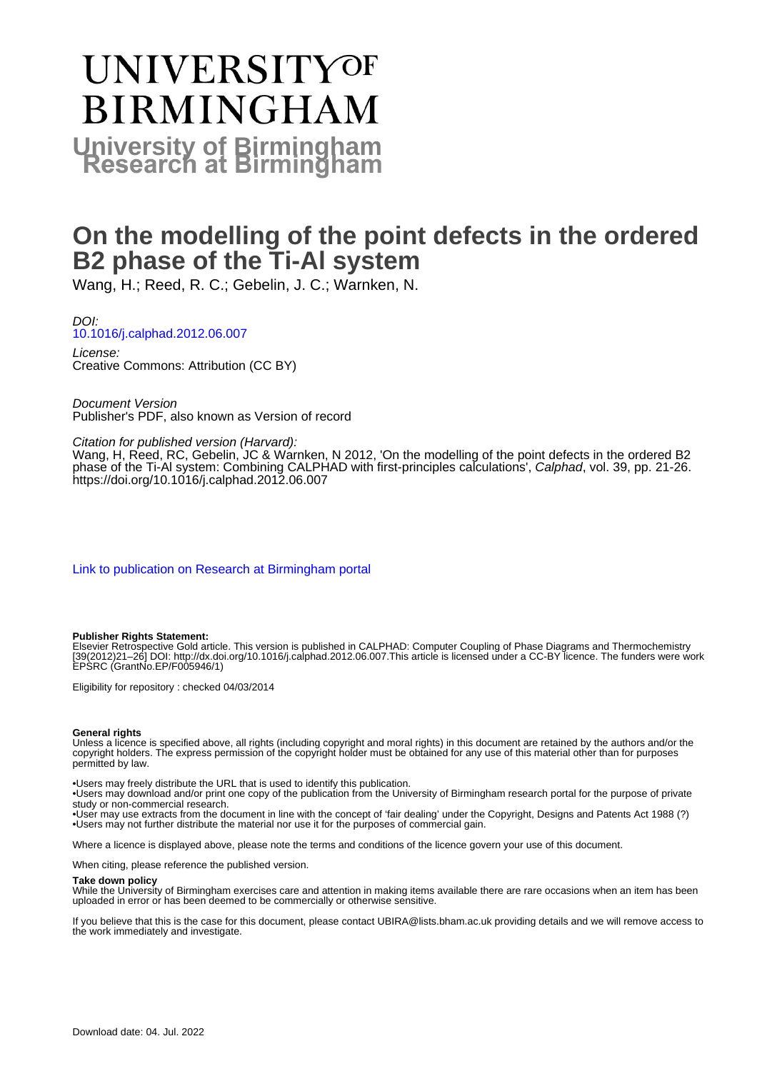# UNIVERSITY OF BIRMINGHAM

**University of Birmingham Research at Birmingham**

# On the modelling of the point defects in the ordered B2 phase of the Ti-Al system

Wang, H.; Reed, R. C.; Gebelin, J. C.; Warnken, N.

*DOI:*
10.1016/j.calphad.2012.06.007

*License:*
Creative Commons: Attribution (CC BY)

*Document Version*
Publisher's PDF, also known as Version of record

*Citation for published version (Harvard):*
Wang, H, Reed, RC, Gebelin, JC & Warnken, N 2012, 'On the modelling of the point defects in the ordered B2 phase of the Ti-Al system: Combining CALPHAD with first-principles calculations', *Calphad*, vol. 39, pp. 21-26. https://doi.org/10.1016/j.calphad.2012.06.007

Link to publication on Research at Birmingham portal

**Publisher Rights Statement:**
Elsevier Retrospective Gold article. This version is published in CALPHAD: Computer Coupling of Phase Diagrams and Thermochemistry [39(2012)21–26] DOI: http://dx.doi.org/10.1016/j.calphad.2012.06.007.This article is licensed under a CC-BY licence. The funders were work EPSRC (GrantNo.EP/F005946/1)

Eligibility for repository : checked 04/03/2014

**General rights**
Unless a licence is specified above, all rights (including copyright and moral rights) in this document are retained by the authors and/or the copyright holders. The express permission of the copyright holder must be obtained for any use of this material other than for purposes permitted by law.

•Users may freely distribute the URL that is used to identify this publication.
•Users may download and/or print one copy of the publication from the University of Birmingham research portal for the purpose of private study or non-commercial research.
•User may use extracts from the document in line with the concept of 'fair dealing' under the Copyright, Designs and Patents Act 1988 (?)
•Users may not further distribute the material nor use it for the purposes of commercial gain.

Where a licence is displayed above, please note the terms and conditions of the licence govern your use of this document.

When citing, please reference the published version.

**Take down policy**
While the University of Birmingham exercises care and attention in making items available there are rare occasions when an item has been uploaded in error or has been deemed to be commercially or otherwise sensitive.

If you believe that this is the case for this document, please contact UBIRA@lists.bham.ac.uk providing details and we will remove access to the work immediately and investigate.

Download date: 04. Jul. 2022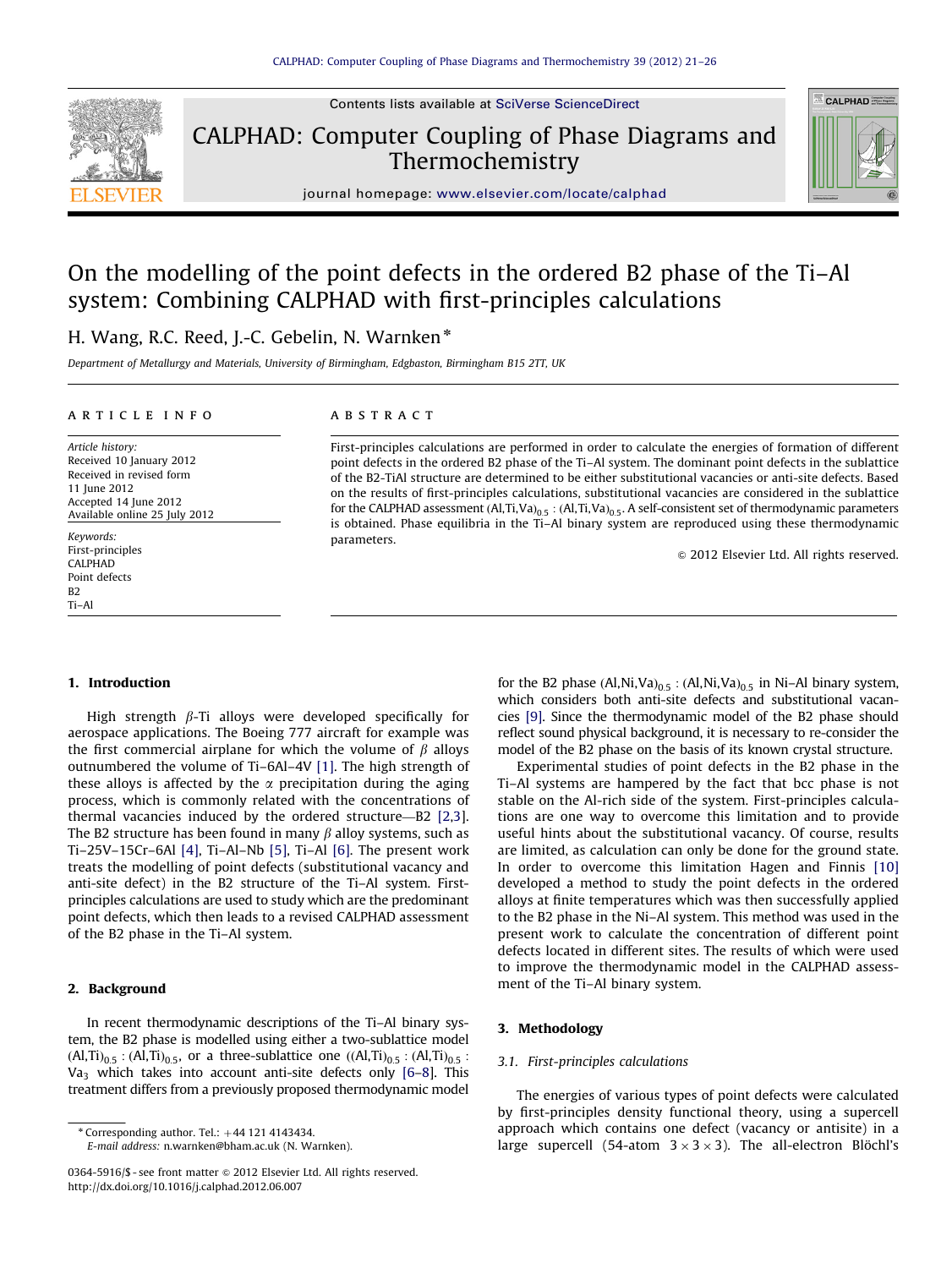# On the modelling of the point defects in the ordered B2 phase of the Ti–Al system: Combining CALPHAD with first-principles calculations

H. Wang, R.C. Reed, J.-C. Gebelin, N. Warnken*

*Department of Metallurgy and Materials, University of Birmingham, Edgbaston, Birmingham B15 2TT, UK*

## ARTICLE INFO

*Article history:*
Received 10 January 2012
Received in revised form 11 June 2012
Accepted 14 June 2012
Available online 25 July 2012

*Keywords:*
First-principles
CALPHAD
Point defects
B2
Ti–Al

## ABSTRACT

First-principles calculations are performed in order to calculate the energies of formation of different point defects in the ordered B2 phase of the Ti–Al system. The dominant point defects in the sublattice of the B2-TiAl structure are determined to be either substitutional vacancies or anti-site defects. Based on the results of first-principles calculations, substitutional vacancies are considered in the sublattice for the CALPHAD assessment $(Al,Ti,Va)_{0.5}:(Al,Ti,Va)_{0.5}$. A self-consistent set of thermodynamic parameters is obtained. Phase equilibria in the Ti–Al binary system are reproduced using these thermodynamic parameters.

© 2012 Elsevier Ltd. All rights reserved.

## 1. Introduction

High strength $\beta$-Ti alloys were developed specifically for aerospace applications. The Boeing 777 aircraft for example was the first commercial airplane for which the volume of $\beta$ alloys outnumbered the volume of Ti–6Al–4V [1]. The high strength of these alloys is affected by the $\alpha$ precipitation during the aging process, which is commonly related with the concentrations of thermal vacancies induced by the ordered structure—B2 [2,3]. The B2 structure has been found in many $\beta$ alloy systems, such as Ti–25V–15Cr–6Al [4], Ti–Al–Nb [5], Ti–Al [6]. The present work treats the modelling of point defects (substitutional vacancy and anti-site defect) in the B2 structure of the Ti–Al system. First-principles calculations are used to study which are the predominant point defects, which then leads to a revised CALPHAD assessment of the B2 phase in the Ti–Al system.

## 2. Background

In recent thermodynamic descriptions of the Ti–Al binary system, the B2 phase is modelled using either a two-sublattice model $(Al,Ti)_{0.5}:(Al,Ti)_{0.5}$, or a three-sublattice one $((Al,Ti)_{0.5}:(Al,Ti)_{0.5}:Va_3$ which takes into account anti-site defects only [6–8]. This treatment differs from a previously proposed thermodynamic model for the B2 phase $(Al,Ni,Va)_{0.5}:(Al,Ni,Va)_{0.5}$ in Ni–Al binary system, which considers both anti-site defects and substitutional vacancies [9]. Since the thermodynamic model of the B2 phase should reflect sound physical background, it is necessary to re-consider the model of the B2 phase on the basis of its known crystal structure.

Experimental studies of point defects in the B2 phase in the Ti–Al systems are hampered by the fact that bcc phase is not stable on the Al-rich side of the system. First-principles calculations are one way to overcome this limitation and to provide useful hints about the substitutional vacancy. Of course, results are limited, as calculation can only be done for the ground state. In order to overcome this limitation Hagen and Finnis [10] developed a method to study the point defects in the ordered alloys at finite temperatures which was then successfully applied to the B2 phase in the Ni–Al system. This method was used in the present work to calculate the concentration of different point defects located in different sites. The results of which were used to improve the thermodynamic model in the CALPHAD assessment of the Ti–Al binary system.

## 3. Methodology

### 3.1. First-principles calculations

The energies of various types of point defects were calculated by first-principles density functional theory, using a supercell approach which contains one defect (vacancy or antisite) in a large supercell (54-atom $3\times3\times3$). The all-electron Blöchl's

* Corresponding author. Tel.: +44 121 4143434.
E-mail address: n.warnken@bham.ac.uk (N. Warnken).

0364-5916/$ - see front matter © 2012 Elsevier Ltd. All rights reserved.
http://dx.doi.org/10.1016/j.calphad.2012.06.007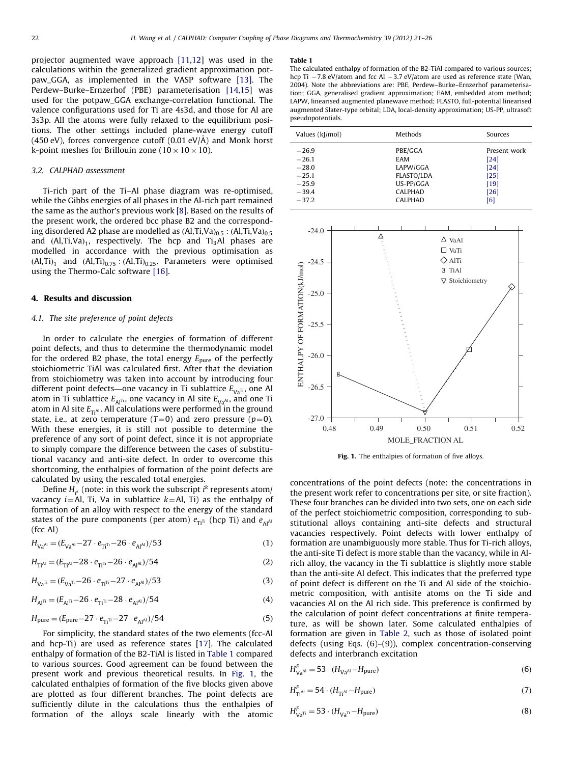projector augmented wave approach [11,12] was used in the calculations within the generalized gradient approximation potpaw_GGA, as implemented in the VASP software [13]. The Perdew–Burke–Ernzerhof (PBE) parameterisation [14,15] was used for the potpaw_GGA exchange-correlation functional. The valence configurations used for Ti are 4s3d, and those for Al are 3s3p. All the atoms were fully relaxed to the equilibrium positions. The other settings included plane-wave energy cutoff (450 eV), forces convergence cutoff (0.01 eV/Å) and Monk horst k-point meshes for Brillouin zone ($10 \times 10 \times 10$).

### 3.2. CALPHAD assessment

Ti-rich part of the Ti–Al phase diagram was re-optimised, while the Gibbs energies of all phases in the Al-rich part remained the same as the author's previous work [8]. Based on the results of the present work, the ordered bcc phase B2 and the corresponding disordered A2 phase are modelled as $(Al,Ti,Va)_{0.5}:(Al,Ti,Va)_{0.5}$ and $(Al,Ti,Va)_1$, respectively. The hcp and $Ti_3Al$ phases are modelled in accordance with the previous optimisation as $(Al,Ti)_1$ and $(Al,Ti)_{0.75}:(Al,Ti)_{0.25}$. Parameters were optimised using the Thermo-Calc software [16].

## 4. Results and discussion

### 4.1. The site preference of point defects

In order to calculate the energies of formation of different point defects, and thus to determine the thermodynamic model for the ordered B2 phase, the total energy $E_{pure}$ of the perfectly stoichiometric TiAl was calculated first. After that the deviation from stoichiometry was taken into account by introducing four different point defects—one vacancy in Ti sublattice $E_{Va^{Ti}}$, one Al atom in Ti sublattice $E_{Al^{Ti}}$, one vacancy in Al site $E_{Va^{Al}}$, and one Ti atom in Al site $E_{Ti^{Al}}$. All calculations were performed in the ground state, i.e., at zero temperature ($T=0$) and zero pressure ($p=0$). With these energies, it is still not possible to determine the preference of any sort of point defect, since it is not appropriate to simply compare the difference between the cases of substitutional vacancy and anti-site defect. In order to overcome this shortcoming, the enthalpies of formation of the point defects are calculated by using the rescaled total energies.

Define $H_{i^k}$ (note: in this work the subscript $i^k$ represents atom/vacancy $i$=Al, Ti, Va in sublattice $k$=Al, Ti) as the enthalpy of formation of an alloy with respect to the energy of the standard states of the pure components (per atom) $e_{Ti^{Ti}}$ (hcp Ti) and $e_{Al^{Al}}$ (fcc Al)

$$H_{Va^{Al}} = (E_{Va^{Al}} - 27 \cdot e_{Ti^{Ti}} - 26 \cdot e_{Al^{Al}})/53 \tag{1}$$

$$H_{Ti^{Al}} = (E_{Ti^{Al}} - 28 \cdot e_{Ti^{Ti}} - 26 \cdot e_{Al^{Al}})/54 \tag{2}$$

$$H_{Va^{Ti}} = (E_{Va^{Ti}} - 26 \cdot e_{Ti^{Ti}} - 27 \cdot e_{Al^{Al}})/53 \tag{3}$$

$$H_{Al^{Ti}} = (E_{Al^{Ti}} - 26 \cdot e_{Ti^{Ti}} - 28 \cdot e_{Al^{Al}})/54 \tag{4}$$

$$H_{pure} = (E_{pure} - 27 \cdot e_{Ti^{Ti}} - 27 \cdot e_{Al^{Al}})/54 \tag{5}$$

For simplicity, the standard states of the two elements (fcc-Al and hcp-Ti) are used as reference states [17]. The calculated enthalpy of formation of the B2-TiAl is listed in Table 1 compared to various sources. Good agreement can be found between the present work and previous theoretical results. In Fig. 1, the calculated enthalpies of formation of the five blocks given above are plotted as four different branches. The point defects are sufficiently dilute in the calculations thus the enthalpies of formation of the alloys scale linearly with the atomic concentrations of the point defects (note: the concentrations in the present work refer to concentrations per site, or site fraction). These four branches can be divided into two sets, one on each side of the perfect stoichiometric composition, corresponding to substitutional alloys containing anti-site defects and structural vacancies respectively. Point defects with lower enthalpy of formation are unambiguously more stable. Thus for Ti-rich alloys, the anti-site Ti defect is more stable than the vacancy, while in Al-rich alloy, the vacancy in the Ti sublattice is slightly more stable than the anti-site Al defect. This indicates that the preferred type of point defect is different on the Ti and Al side of the stoichiometric composition, with antisite atoms on the Ti side and vacancies Al on the Al rich side. This preference is confirmed by the calculation of point defect concentrations at finite temperature, as will be shown later. Some calculated enthalpies of formation are given in Table 2, such as those of isolated point defects (using Eqs. (6)–(9)), complex concentration-conserving defects and interbranch excitation

$$H^F_{Va^{Al}} = 53 \cdot (H_{Va^{Al}} - H_{pure}) \tag{6}$$

$$H^F_{Ti^{Al}} = 54 \cdot (H_{Ti^{Al}} - H_{pure}) \tag{7}$$

$$H^F_{Va^{Ti}} = 53 \cdot (H_{Va^{Ti}} - H_{pure}) \tag{8}$$

**Table 1**
The calculated enthalpy of formation of the B2-TiAl compared to various sources; hcp Ti −7.8 eV/atom and fcc Al −3.7 eV/atom are used as reference state (Wan, 2004). Note the abbreviations are: PBE, Perdew–Burke–Ernzerhof parameterisation; GGA, generalised gradient approximation; EAM, embedded atom method; LAPW, linearised augmented planewave method; FLASTO, full-potential linearised augmented Slater-type orbital; LDA, local-density approximation; US-PP, ultrasoft pseudopotentials.

| Values (kJ/mol) | Methods | Sources |
|---|---|---|
| −26.9 | PBE/GGA | Present work |
| −26.1 | EAM | [24] |
| −28.0 | LAPW/GGA | [24] |
| −25.1 | FLASTO/LDA | [25] |
| −25.9 | US-PP/GGA | [19] |
| −39.4 | CALPHAD | [26] |
| −37.2 | CALPHAD | [6] |

**Fig. 1.** The enthalpies of formation of five alloys.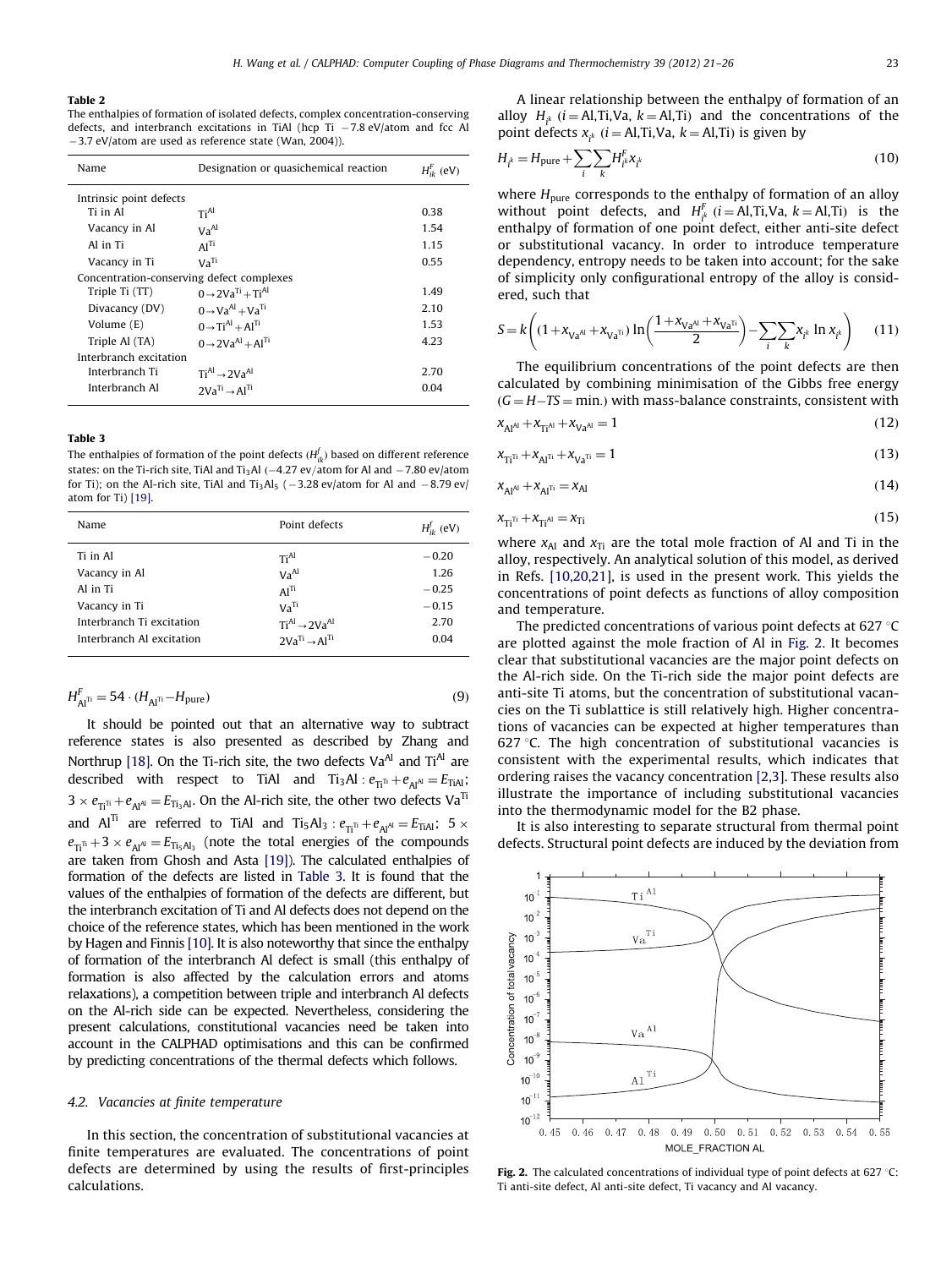**Table 2**
The enthalpies of formation of isolated defects, complex concentration-conserving defects, and interbranch excitations in TiAl (hcp Ti −7.8 eV/atom and fcc Al −3.7 eV/atom are used as reference state (Wan, 2004)).

| Name | Designation or quasichemical reaction | $H^F_{ik}$ (eV) |
|---|---|---|
| Intrinsic point defects | | |
| Ti in Al | $Ti^{Al}$ | 0.38 |
| Vacancy in Al | $Va^{Al}$ | 1.54 |
| Al in Ti | $Al^{Ti}$ | 1.15 |
| Vacancy in Ti | $Va^{Ti}$ | 0.55 |
| Concentration-conserving defect complexes | | |
| Triple Ti (TT) | $0 \to 2Va^{Ti} + Ti^{Al}$ | 1.49 |
| Divacancy (DV) | $0 \to Va^{Al} + Va^{Ti}$ | 2.10 |
| Volume (E) | $0 \to Ti^{Al} + Al^{Ti}$ | 1.53 |
| Triple Al (TA) | $0 \to 2Va^{Al} + Al^{Ti}$ | 4.23 |
| Interbranch excitation | | |
| Interbranch Ti | $Ti^{Al} \to 2Va^{Al}$ | 2.70 |
| Interbranch Al | $2Va^{Ti} \to Al^{Ti}$ | 0.04 |

**Table 3**
The enthalpies of formation of the point defects ($H^f_{ik}$) based on different reference states: on the Ti-rich site, TiAl and $Ti_3Al$ (−4.27 ev/atom for Al and −7.80 ev/atom for Ti); on the Al-rich site, TiAl and $Ti_3Al_5$ (−3.28 ev/atom for Al and −8.79 ev/atom for Ti) [19].

| Name | Point defects | $H^f_{ik}$ (eV) |
|---|---|---|
| Ti in Al | $Ti^{Al}$ | −0.20 |
| Vacancy in Al | $Va^{Al}$ | 1.26 |
| Al in Ti | $Al^{Ti}$ | −0.25 |
| Vacancy in Ti | $Va^{Ti}$ | −0.15 |
| Interbranch Ti excitation | $Ti^{Al} \to 2Va^{Al}$ | 2.70 |
| Interbranch Al excitation | $2Va^{Ti} \to Al^{Ti}$ | 0.04 |

$$H^F_{Al^{Ti}} = 54 \cdot (H_{Al^{Ti}} - H_{pure}) \tag{9}$$

It should be pointed out that an alternative way to subtract reference states is also presented as described by Zhang and Northrup [18]. On the Ti-rich site, the two defects $Va^{Al}$ and $Ti^{Al}$ are described with respect to TiAl and $Ti_3Al$ : $e_{Ti^{Ti}} + e_{Al^{Al}} = E_{TiAl}$; $3 \times e_{Ti^{Ti}} + e_{Al^{Al}} = E_{Ti_3Al}$. On the Al-rich site, the other two defects $Va^{Ti}$ and $Al^{Ti}$ are referred to TiAl and $Ti_5Al_3$ : $e_{Ti^{Ti}} + e_{Al^{Al}} = E_{TiAl}$; $5 \times e_{Ti^{Ti}} + 3 \times e_{Al^{Al}} = E_{Ti_5Al_3}$ (note the total energies of the compounds are taken from Ghosh and Asta [19]). The calculated enthalpies of formation of the defects are listed in Table 3. It is found that the values of the enthalpies of formation of the defects are different, but the interbranch excitation of Ti and Al defects does not depend on the choice of the reference states, which has been mentioned in the work by Hagen and Finnis [10]. It is also noteworthy that since the enthalpy of formation of the interbranch Al defect is small (this enthalpy of formation is also affected by the calculation errors and atoms relaxations), a competition between triple and interbranch Al defects on the Al-rich side can be expected. Nevertheless, considering the present calculations, constitutional vacancies need be taken into account in the CALPHAD optimisations and this can be confirmed by predicting concentrations of the thermal defects which follows.

### 4.2. Vacancies at finite temperature

In this section, the concentration of substitutional vacancies at finite temperatures are evaluated. The concentrations of point defects are determined by using the results of first-principles calculations.

A linear relationship between the enthalpy of formation of an alloy $H_{i^k}$ ($i$ = Al,Ti,Va, $k$ = Al,Ti) and the concentrations of the point defects $x_{i^k}$ ($i$ = Al,Ti,Va, $k$ = Al,Ti) is given by

$$H_{i^k} = H_{pure} + \sum_i \sum_k H^F_{i^k} x_{i^k} \tag{10}$$

where $H_{pure}$ corresponds to the enthalpy of formation of an alloy without point defects, and $H^F_{i^k}$ ($i$ = Al,Ti,Va, $k$ = Al,Ti) is the enthalpy of formation of one point defect, either anti-site defect or substitutional vacancy. In order to introduce temperature dependency, entropy needs to be taken into account; for the sake of simplicity only configurational entropy of the alloy is considered, such that

$$S = k\left((1 + x_{Va^{Al}} + x_{Va^{Ti}}) \ln\left(\frac{1 + x_{Va^{Al}} + x_{Va^{Ti}}}{2}\right) - \sum_i \sum_k x_{i^k} \ln x_{i^k}\right) \tag{11}$$

The equilibrium concentrations of the point defects are then calculated by combining minimisation of the Gibbs free energy ($G = H - TS = \min.$) with mass-balance constraints, consistent with

$$x_{Al^{Al}} + x_{Ti^{Al}} + x_{Va^{Al}} = 1 \tag{12}$$

$$x_{Ti^{Ti}} + x_{Al^{Ti}} + x_{Va^{Ti}} = 1 \tag{13}$$

$$x_{Al^{Al}} + x_{Al^{Ti}} = x_{Al} \tag{14}$$

$$x_{Ti^{Ti}} + x_{Ti^{Al}} = x_{Ti} \tag{15}$$

where $x_{Al}$ and $x_{Ti}$ are the total mole fraction of Al and Ti in the alloy, respectively. An analytical solution of this model, as derived in Refs. [10,20,21], is used in the present work. This yields the concentrations of point defects as functions of alloy composition and temperature.

The predicted concentrations of various point defects at 627 °C are plotted against the mole fraction of Al in Fig. 2. It becomes clear that substitutional vacancies are the major point defects on the Al-rich side. On the Ti-rich side the major point defects are anti-site Ti atoms, but the concentration of substitutional vacancies on the Ti sublattice is still relatively high. Higher concentrations of vacancies can be expected at higher temperatures than 627 °C. The high concentration of substitutional vacancies is consistent with the experimental results, which indicates that ordering raises the vacancy concentration [2,3]. These results also illustrate the importance of including substitutional vacancies into the thermodynamic model for the B2 phase.

It is also interesting to separate structural from thermal point defects. Structural point defects are induced by the deviation from

**Fig. 2.** The calculated concentrations of individual type of point defects at 627 °C: Ti anti-site defect, Al anti-site defect, Ti vacancy and Al vacancy.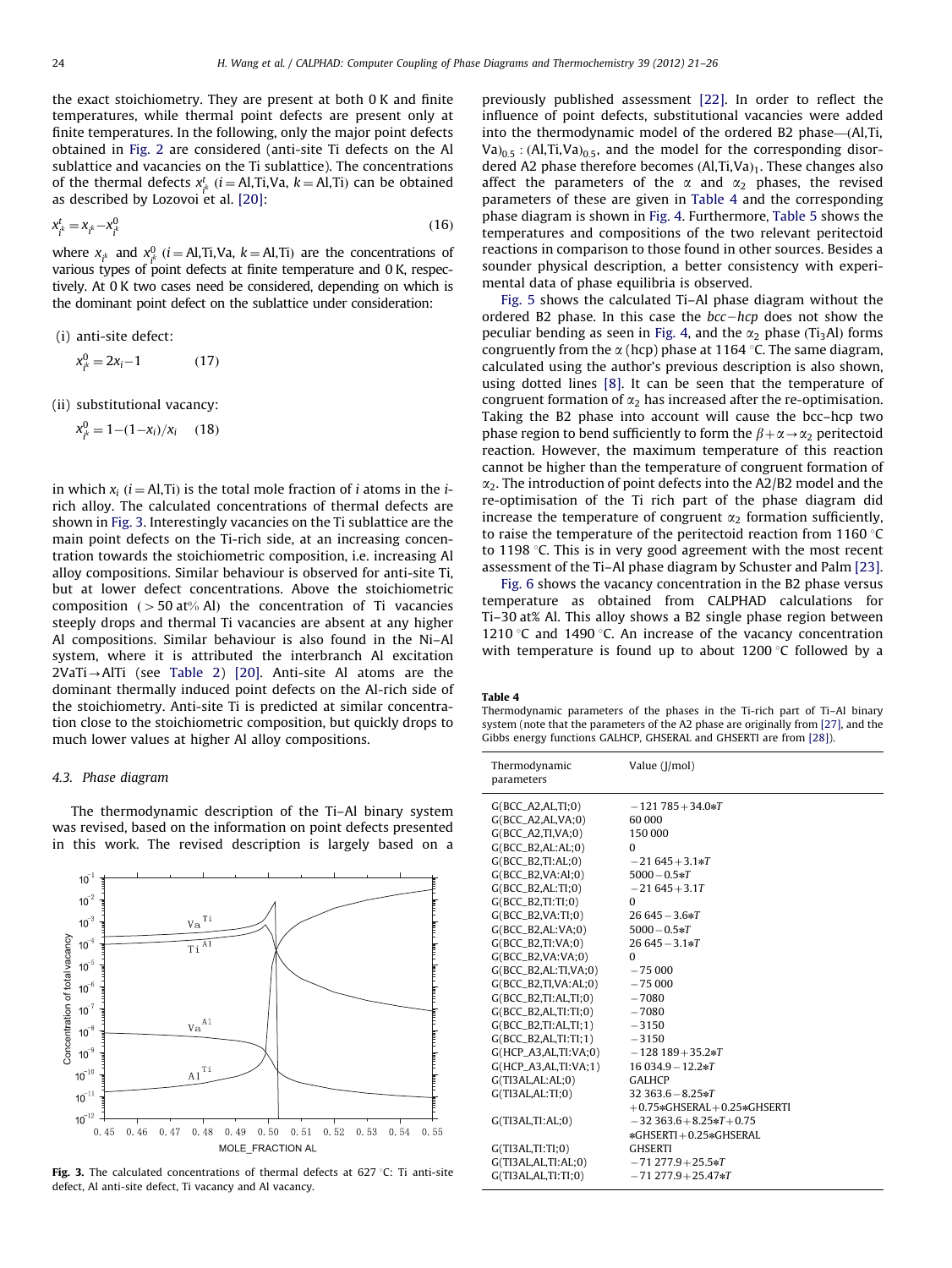the exact stoichiometry. They are present at both 0 K and finite temperatures, while thermal point defects are present only at finite temperatures. In the following, only the major point defects obtained in Fig. 2 are considered (anti-site Ti defects on the Al sublattice and vacancies on the Ti sublattice). The concentrations of the thermal defects $x^t_{i^k}$ ($i =$ Al,Ti,Va, $k =$ Al,Ti) can be obtained as described by Lozovoi et al. [20]:

$$x^t_{i^k} = x_{i^k} - x^0_{i^k} \tag{16}$$

where $x_{i^k}$ and $x^0_{i^k}$ ($i =$ Al,Ti,Va, $k =$ Al,Ti) are the concentrations of various types of point defects at finite temperature and 0 K, respectively. At 0 K two cases need be considered, depending on which is the dominant point defect on the sublattice under consideration:

(i) anti-site defect:

$$x^0_{i^k} = 2x_i - 1 \tag{17}$$

(ii) substitutional vacancy:

$$x^0_{i^k} = 1 - (1 - x_i)/x_i \tag{18}$$

in which $x_i$ ($i =$ Al,Ti) is the total mole fraction of $i$ atoms in the $i$-rich alloy. The calculated concentrations of thermal defects are shown in Fig. 3. Interestingly vacancies on the Ti sublattice are the main point defects on the Ti-rich side, at an increasing concentration towards the stoichiometric composition, i.e. increasing Al alloy compositions. Similar behaviour is observed for anti-site Ti, but at lower defect concentrations. Above the stoichiometric composition ($>50$ at% Al) the concentration of Ti vacancies steeply drops and thermal Ti vacancies are absent at any higher Al compositions. Similar behaviour is also found in the Ni–Al system, where it is attributed the interbranch Al excitation 2VaTi→AlTi (see Table 2) [20]. Anti-site Al atoms are the dominant thermally induced point defects on the Al-rich side of the stoichiometry. Anti-site Ti is predicted at similar concentration close to the stoichiometric composition, but quickly drops to much lower values at higher Al alloy compositions.

### 4.3. Phase diagram

The thermodynamic description of the Ti–Al binary system was revised, based on the information on point defects presented in this work. The revised description is largely based on a

**Fig. 3.** The calculated concentrations of thermal defects at 627 °C: Ti anti-site defect, Al anti-site defect, Ti vacancy and Al vacancy.

previously published assessment [22]. In order to reflect the influence of point defects, substitutional vacancies were added into the thermodynamic model of the ordered B2 phase—$(Al,Ti,Va)_{0.5}:(Al,Ti,Va)_{0.5}$, and the model for the corresponding disordered A2 phase therefore becomes $(Al,Ti,Va)_1$. These changes also affect the parameters of the $\alpha$ and $\alpha_2$ phases, the revised parameters of these are given in Table 4 and the corresponding phase diagram is shown in Fig. 4. Furthermore, Table 5 shows the temperatures and compositions of the two relevant peritectoid reactions in comparison to those found in other sources. Besides a sounder physical description, a better consistency with experimental data of phase equilibria is observed.

Fig. 5 shows the calculated Ti–Al phase diagram without the ordered B2 phase. In this case the *bcc–hcp* does not show the peculiar bending as seen in Fig. 4, and the $\alpha_2$ phase ($Ti_3Al$) forms congruently from the $\alpha$ (hcp) phase at 1164 °C. The same diagram, calculated using the author's previous description is also shown, using dotted lines [8]. It can be seen that the temperature of congruent formation of $\alpha_2$ has increased after the re-optimisation. Taking the B2 phase into account will cause the bcc–hcp two phase region to bend sufficiently to form the $\beta+\alpha\rightarrow\alpha_2$ peritectoid reaction. However, the maximum temperature of this reaction cannot be higher than the temperature of congruent formation of $\alpha_2$. The introduction of point defects into the A2/B2 model and the re-optimisation of the Ti rich part of the phase diagram did increase the temperature of congruent $\alpha_2$ formation sufficiently, to raise the temperature of the peritectoid reaction from 1160 °C to 1198 °C. This is in very good agreement with the most recent assessment of the Ti–Al phase diagram by Schuster and Palm [23].

Fig. 6 shows the vacancy concentration in the B2 phase versus temperature as obtained from CALPHAD calculations for Ti–30 at% Al. This alloy shows a B2 single phase region between 1210 °C and 1490 °C. An increase of the vacancy concentration with temperature is found up to about 1200 °C followed by a

**Table 4**
Thermodynamic parameters of the phases in the Ti-rich part of Ti–Al binary system (note that the parameters of the A2 phase are originally from [27], and the Gibbs energy functions GALHCP, GHSERAL and GHSERTI are from [28]).

| Thermodynamic parameters | Value (J/mol) |
|---|---|
| G(BCC_A2,AL,TI;0) | −121 785+34.0*T |
| G(BCC_A2,AL,VA;0) | 60 000 |
| G(BCC_A2,TI,VA;0) | 150 000 |
| G(BCC_B2,AL:AL;0) | 0 |
| G(BCC_B2,TI:AL;0) | −21 645+3.1*T |
| G(BCC_B2,VA:Al;0) | 5000−0.5*T |
| G(BCC_B2,AL:TI;0) | −21 645+3.1T |
| G(BCC_B2,TI:TI;0) | 0 |
| G(BCC_B2,VA:TI;0) | 26 645−3.6*T |
| G(BCC_B2,AL:VA;0) | 5000−0.5*T |
| G(BCC_B2,TI:VA;0) | 26 645−3.1*T |
| G(BCC_B2,VA:VA;0) | 0 |
| G(BCC_B2,AL:TI,VA;0) | −75 000 |
| G(BCC_B2,TI,VA:AL;0) | −75 000 |
| G(BCC_B2,TI:AL,TI;0) | −7080 |
| G(BCC_B2,AL,TI:TI;0) | −7080 |
| G(BCC_B2,TI:AL,TI;1) | −3150 |
| G(BCC_B2,AL,TI:TI;1) | −3150 |
| G(HCP_A3,AL,TI:VA;0) | −128 189+35.2*T |
| G(HCP_A3,AL,TI:VA;1) | 16 034.9−12.2*T |
| G(TI3AL,AL:AL;0) | GALHCP |
| G(TI3AL,AL:TI;0) | 32 363.6−8.25*T +0.75*GHSERAL+0.25*GHSERTI |
| G(TI3AL,TI:AL;0) | −32 363.6+8.25*T+0.75 *GHSERTI+0.25*GHSERAL |
| G(TI3AL,TI:TI;0) | GHSERTI |
| G(TI3AL,AL,TI:AL;0) | −71 277.9+25.5*T |
| G(TI3AL,AL,TI:TI;0) | −71 277.9+25.47*T |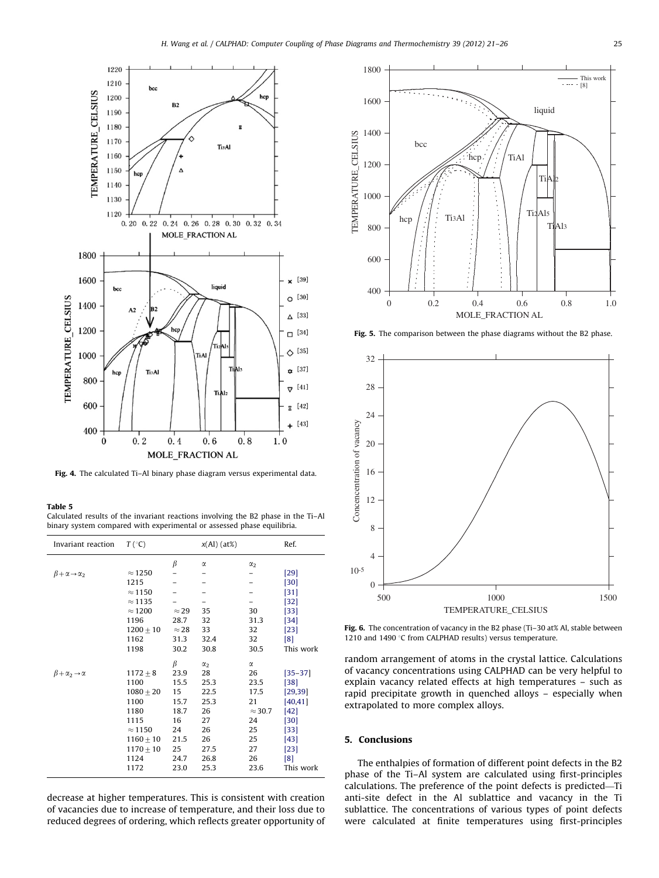Fig. 4. The calculated Ti–Al binary phase diagram versus experimental data.

**Table 5**
Calculated results of the invariant reactions involving the B2 phase in the Ti–Al binary system compared with experimental or assessed phase equilibria.

| Invariant reaction | T (°C) | x(Al) (at%) | | | Ref. |
|---|---|---|---|---|---|
| | | $\beta$ | $\alpha$ | $\alpha_2$ | |
| $\beta+\alpha\rightarrow\alpha_2$ | ≈1250 | – | – | – | [29] |
| | 1215 | – | – | – | [30] |
| | ≈1150 | – | – | – | [31] |
| | ≈1135 | – | – | – | [32] |
| | ≈1200 | ≈29 | 35 | 30 | [33] |
| | 1196 | 28.7 | 32 | 31.3 | [34] |
| | 1200 ± 10 | ≈28 | 33 | 32 | [23] |
| | 1162 | 31.3 | 32.4 | 32 | [8] |
| | 1198 | 30.2 | 30.8 | 30.5 | This work |
| | | $\beta$ | $\alpha_2$ | $\alpha$ | |
| $\beta+\alpha_2\rightarrow\alpha$ | 1172 ± 8 | 23.9 | 28 | 26 | [35–37] |
| | 1100 | 15.5 | 25.3 | 23.5 | [38] |
| | 1080 ± 20 | 15 | 22.5 | 17.5 | [29,39] |
| | 1100 | 15.7 | 25.3 | 21 | [40,41] |
| | 1180 | 18.7 | 26 | ≈30.7 | [42] |
| | 1115 | 16 | 27 | 24 | [30] |
| | ≈1150 | 24 | 26 | 25 | [33] |
| | 1160 ± 10 | 21.5 | 26 | 25 | [43] |
| | 1170 ± 10 | 25 | 27.5 | 27 | [23] |
| | 1124 | 24.7 | 26.8 | 26 | [8] |
| | 1172 | 23.0 | 25.3 | 23.6 | This work |

decrease at higher temperatures. This is consistent with creation of vacancies due to increase of temperature, and their loss due to reduced degrees of ordering, which reflects greater opportunity of random arrangement of atoms in the crystal lattice. Calculations of vacancy concentrations using CALPHAD can be very helpful to explain vacancy related effects at high temperatures – such as rapid precipitate growth in quenched alloys – especially when extrapolated to more complex alloys.

Fig. 5. The comparison between the phase diagrams without the B2 phase.

Fig. 6. The concentration of vacancy in the B2 phase (Ti–30 at% Al, stable between 1210 and 1490 °C from CALPHAD results) versus temperature.

## 5. Conclusions

The enthalpies of formation of different point defects in the B2 phase of the Ti–Al system are calculated using first-principles calculations. The preference of the point defects is predicted—Ti anti-site defect in the Al sublattice and vacancy in the Ti sublattice. The concentrations of various types of point defects were calculated at finite temperatures using first-principles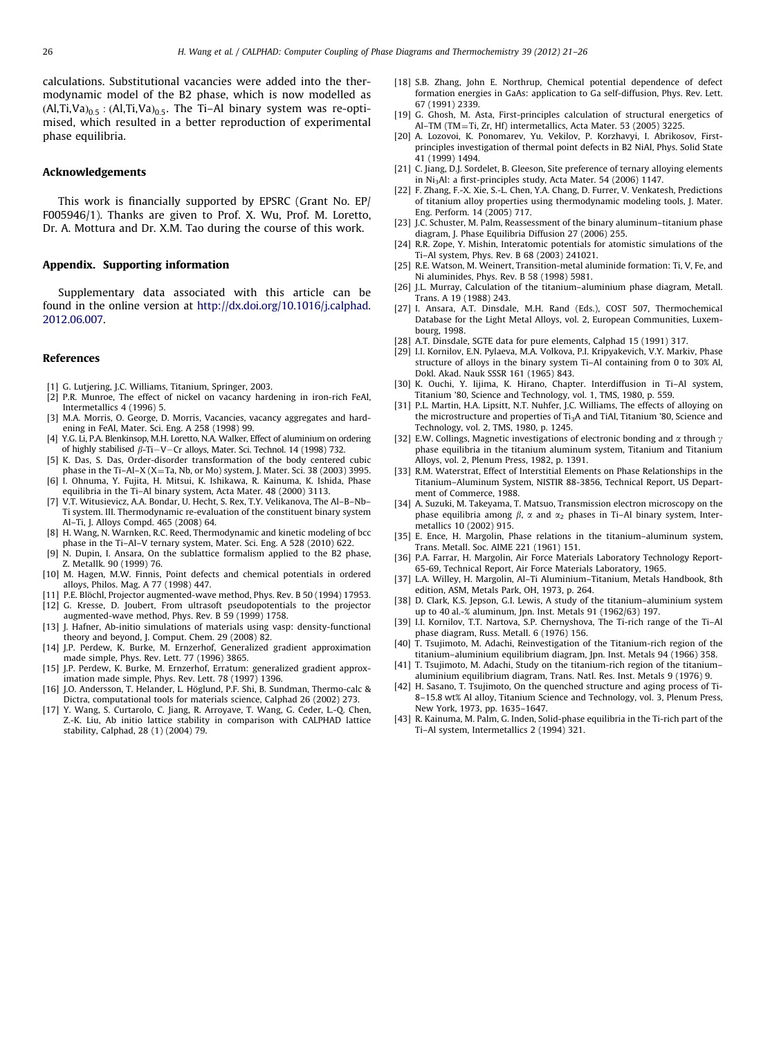calculations. Substitutional vacancies were added into the thermodynamic model of the B2 phase, which is now modelled as $(Al,Ti,Va)_{0.5}$ : $(Al,Ti,Va)_{0.5}$. The Ti–Al binary system was re-optimised, which resulted in a better reproduction of experimental phase equilibria.

## Acknowledgements

This work is financially supported by EPSRC (Grant No. EP/F005946/1). Thanks are given to Prof. X. Wu, Prof. M. Loretto, Dr. A. Mottura and Dr. X.M. Tao during the course of this work.

## Appendix. Supporting information

Supplementary data associated with this article can be found in the online version at http://dx.doi.org/10.1016/j.calphad.2012.06.007.

## References

[1] G. Lutjering, J.C. Williams, Titanium, Springer, 2003.
[2] P.R. Munroe, The effect of nickel on vacancy hardening in iron-rich FeAl, Intermetallics 4 (1996) 5.
[3] M.A. Morris, O. George, D. Morris, Vacancies, vacancy aggregates and hardening in FeAl, Mater. Sci. Eng. A 258 (1998) 99.
[4] Y.G. Li, P.A. Blenkinsop, M.H. Loretto, N.A. Walker, Effect of aluminium on ordering of highly stabilised $\beta$-Ti−V−Cr alloys, Mater. Sci. Technol. 14 (1998) 732.
[5] K. Das, S. Das, Order-disorder transformation of the body centered cubic phase in the Ti–Al–X (X=Ta, Nb, or Mo) system, J. Mater. Sci. 38 (2003) 3995.
[6] I. Ohnuma, Y. Fujita, H. Mitsui, K. Ishikawa, R. Kainuma, K. Ishida, Phase equilibria in the Ti–Al binary system, Acta Mater. 48 (2000) 3113.
[7] V.T. Witusiewicz, A.A. Bondar, U. Hecht, S. Rex, T.Y. Velikanova, The Al–B–Nb–Ti system. III. Thermodynamic re-evaluation of the constituent binary system Al–Ti, J. Alloys Compd. 465 (2008) 64.
[8] H. Wang, N. Warnken, R.C. Reed, Thermodynamic and kinetic modeling of bcc phase in the Ti–Al–V ternary system, Mater. Sci. Eng. A 528 (2010) 622.
[9] N. Dupin, I. Ansara, On the sublattice formalism applied to the B2 phase, Z. Metallk. 90 (1999) 76.
[10] M. Hagen, M.W. Finnis, Point defects and chemical potentials in ordered alloys, Philos. Mag. A 77 (1998) 447.
[11] P.E. Blöchl, Projector augmented-wave method, Phys. Rev. B 50 (1994) 17953.
[12] G. Kresse, D. Joubert, From ultrasoft pseudopotentials to the projector augmented-wave method, Phys. Rev. B 59 (1999) 1758.
[13] J. Hafner, Ab-initio simulations of materials using vasp: density-functional theory and beyond, J. Comput. Chem. 29 (2008) 82.
[14] J.P. Perdew, K. Burke, M. Ernzerhof, Generalized gradient approximation made simple, Phys. Rev. Lett. 77 (1996) 3865.
[15] J.P. Perdew, K. Burke, M. Ernzerhof, Erratum: generalized gradient approximation made simple, Phys. Rev. Lett. 78 (1997) 1396.
[16] J.O. Andersson, T. Helander, L. Höglund, P.F. Shi, B. Sundman, Thermo-calc & Dictra, computational tools for materials science, Calphad 26 (2002) 273.
[17] Y. Wang, S. Curtarolo, C. Jiang, R. Arroyave, T. Wang, G. Ceder, L.-Q. Chen, Z.-K. Liu, Ab initio lattice stability in comparison with CALPHAD lattice stability, Calphad, 28 (1) (2004) 79.
[18] S.B. Zhang, John E. Northrup, Chemical potential dependence of defect formation energies in GaAs: application to Ga self-diffusion, Phys. Rev. Lett. 67 (1991) 2339.
[19] G. Ghosh, M. Asta, First-principles calculation of structural energetics of Al–TM (TM=Ti, Zr, Hf) intermetallics, Acta Mater. 53 (2005) 3225.
[20] A. Lozovoi, K. Ponomarev, Yu. Vekilov, P. Korzhavyi, I. Abrikosov, First-principles investigation of thermal point defects in B2 NiAl, Phys. Solid State 41 (1999) 1494.
[21] C. Jiang, D.J. Sordelet, B. Gleeson, Site preference of ternary alloying elements in $Ni_3Al$: a first-principles study, Acta Mater. 54 (2006) 1147.
[22] F. Zhang, F.-X. Xie, S.-L. Chen, Y.A. Chang, D. Furrer, V. Venkatesh, Predictions of titanium alloy properties using thermodynamic modeling tools, J. Mater. Eng. Perform. 14 (2005) 717.
[23] J.C. Schuster, M. Palm, Reassessment of the binary aluminum–titanium phase diagram, J. Phase Equilibria Diffusion 27 (2006) 255.
[24] R.R. Zope, Y. Mishin, Interatomic potentials for atomistic simulations of the Ti–Al system, Phys. Rev. B 68 (2003) 241021.
[25] R.E. Watson, M. Weinert, Transition-metal aluminide formation: Ti, V, Fe, and Ni aluminides, Phys. Rev. B 58 (1998) 5981.
[26] J.L. Murray, Calculation of the titanium–aluminium phase diagram, Metall. Trans. A 19 (1988) 243.
[27] I. Ansara, A.T. Dinsdale, M.H. Rand (Eds.), COST 507, Thermochemical Database for the Light Metal Alloys, vol. 2, European Communities, Luxembourg, 1998.
[28] A.T. Dinsdale, SGTE data for pure elements, Calphad 15 (1991) 317.
[29] I.I. Kornilov, E.N. Pylaeva, M.A. Volkova, P.I. Kripyakevich, V.Y. Markiv, Phase structure of alloys in the binary system Ti–Al containing from 0 to 30% Al, Dokl. Akad. Nauk SSSR 161 (1965) 843.
[30] K. Ouchi, Y. Iijima, K. Hirano, Chapter. Interdiffusion in Ti–Al system, Titanium '80, Science and Technology, vol. 1, TMS, 1980, p. 559.
[31] P.L. Martin, H.A. Lipsitt, N.T. Nuhfer, J.C. Williams, The effects of alloying on the microstructure and properties of $Ti_3A$ and TiAl, Titanium '80, Science and Technology, vol. 2, TMS, 1980, p. 1245.
[32] E.W. Collings, Magnetic investigations of electronic bonding and $\alpha$ through $\gamma$ phase equilibria in the titanium aluminum system, Titanium and Titanium Alloys, vol. 2, Plenum Press, 1982, p. 1391.
[33] R.M. Waterstrat, Effect of Interstitial Elements on Phase Relationships in the Titanium–Aluminum System, NISTIR 88-3856, Technical Report, US Department of Commerce, 1988.
[34] A. Suzuki, M. Takeyama, T. Matsuo, Transmission electron microscopy on the phase equilibria among $\beta$, $\alpha$ and $\alpha_2$ phases in Ti–Al binary system, Intermetallics 10 (2002) 915.
[35] E. Ence, H. Margolin, Phase relations in the titanium–aluminum system, Trans. Metall. Soc. AIME 221 (1961) 151.
[36] P.A. Farrar, H. Margolin, Air Force Materials Laboratory Technology Report-65-69, Technical Report, Air Force Materials Laboratory, 1965.
[37] L.A. Willey, H. Margolin, Al–Ti Aluminium–Titanium, Metals Handbook, 8th edition, ASM, Metals Park, OH, 1973, p. 264.
[38] D. Clark, K.S. Jepson, G.I. Lewis, A study of the titanium–aluminium system up to 40 al.-% aluminum, Jpn. Inst. Metals 91 (1962/63) 197.
[39] I.I. Kornilov, T.T. Nartova, S.P. Chernyshova, The Ti-rich range of the Ti–Al phase diagram, Russ. Metall. 6 (1976) 156.
[40] T. Tsujimoto, M. Adachi, Reinvestigation of the Titanium-rich region of the titanium–aluminium equilibrium diagram, Jpn. Inst. Metals 94 (1966) 358.
[41] T. Tsujimoto, M. Adachi, Study on the titanium-rich region of the titanium–aluminium equilibrium diagram, Trans. Natl. Res. Inst. Metals 9 (1976) 9.
[42] H. Sasano, T. Tsujimoto, On the quenched structure and aging process of Ti-8–15.8 wt% Al alloy, Titanium Science and Technology, vol. 3, Plenum Press, New York, 1973, pp. 1635–1647.
[43] R. Kainuma, M. Palm, G. Inden, Solid-phase equilibria in the Ti-rich part of the Ti–Al system, Intermetallics 2 (1994) 321.